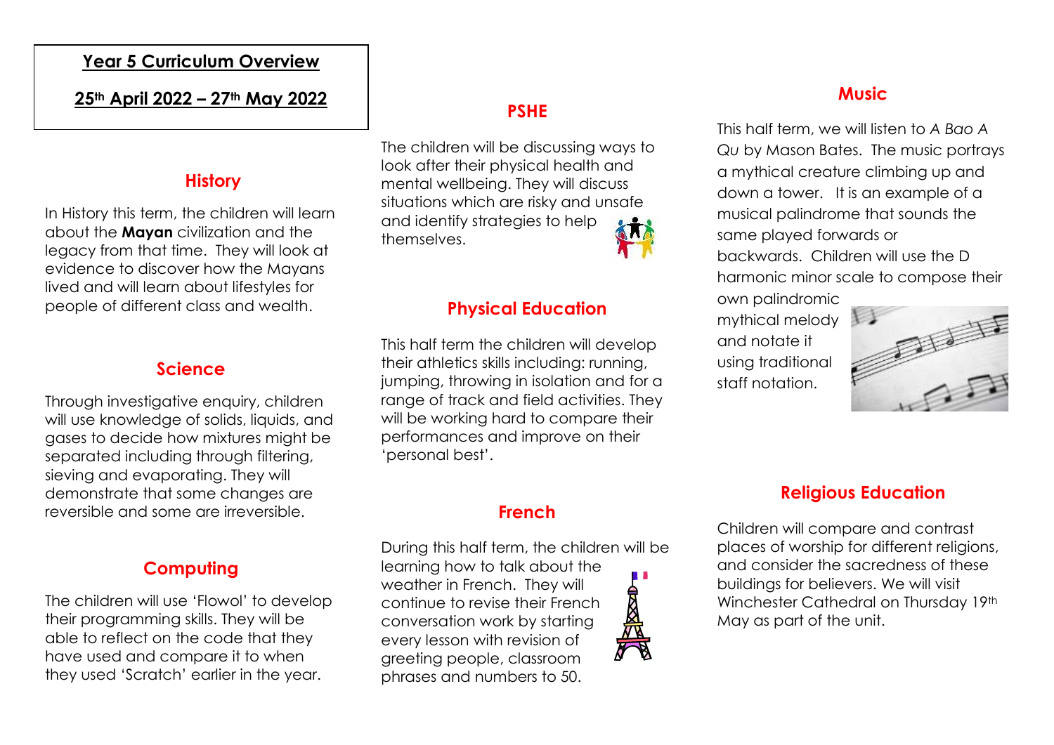# Year 5 Curriculum Overview

## 25th April 2022 – 27th May 2022

## History

In History this term, the children will learn about the **Mayan** civilization and the legacy from that time. They will look at evidence to discover how the Mayans lived and will learn about lifestyles for people of different class and wealth.

## Science

Through investigative enquiry, children will use knowledge of solids, liquids, and gases to decide how mixtures might be separated including through filtering, sieving and evaporating. They will demonstrate that some changes are reversible and some are irreversible.

## Computing

The children will use 'Flowol' to develop their programming skills. They will be able to reflect on the code that they have used and compare it to when they used 'Scratch' earlier in the year.

## PSHE

The children will be discussing ways to look after their physical health and mental wellbeing. They will discuss situations which are risky and unsafe and identify strategies to help themselves.

## Physical Education

This half term the children will develop their athletics skills including: running, jumping, throwing in isolation and for a range of track and field activities. They will be working hard to compare their performances and improve on their 'personal best'.

## French

During this half term, the children will be learning how to talk about the weather in French. They will continue to revise their French conversation work by starting every lesson with revision of greeting people, classroom phrases and numbers to 50.

## Music

This half term, we will listen to *A Bao A Qu* by Mason Bates. The music portrays a mythical creature climbing up and down a tower. It is an example of a musical palindrome that sounds the same played forwards or backwards. Children will use the D harmonic minor scale to compose their own palindromic mythical melody and notate it using traditional staff notation.

## Religious Education

Children will compare and contrast places of worship for different religions, and consider the sacredness of these buildings for believers. We will visit Winchester Cathedral on Thursday 19th May as part of the unit.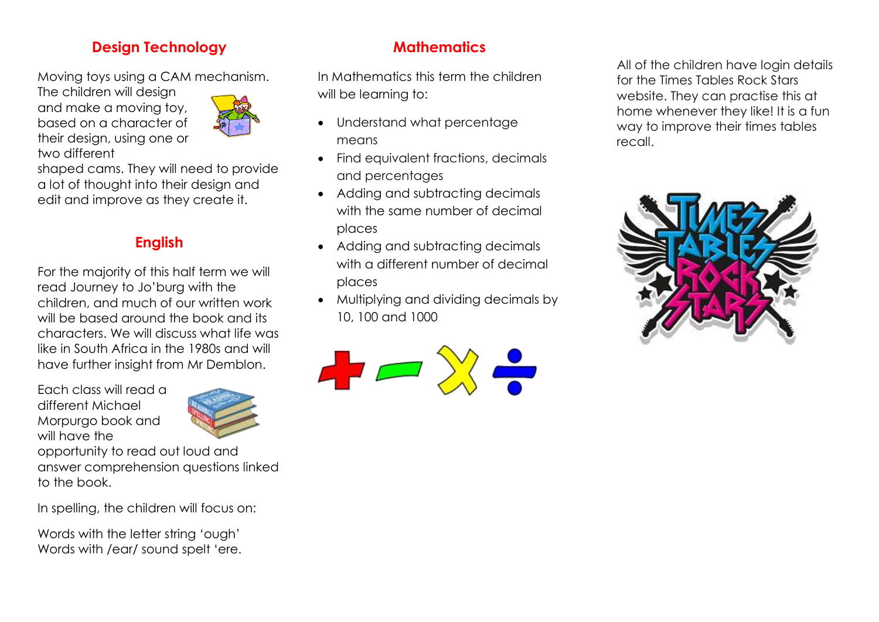## Design Technology

Moving toys using a CAM mechanism. The children will design and make a moving toy, based on a character of their design, using one or two different shaped cams. They will need to provide a lot of thought into their design and edit and improve as they create it.

## English

For the majority of this half term we will read Journey to Jo'burg with the children, and much of our written work will be based around the book and its characters. We will discuss what life was like in South Africa in the 1980s and will have further insight from Mr Demblon.

Each class will read a different Michael Morpurgo book and will have the opportunity to read out loud and answer comprehension questions linked to the book.

In spelling, the children will focus on:

Words with the letter string 'ough'
Words with /ear/ sound spelt 'ere.

## Mathematics

In Mathematics this term the children will be learning to:

- Understand what percentage means
- Find equivalent fractions, decimals and percentages
- Adding and subtracting decimals with the same number of decimal places
- Adding and subtracting decimals with a different number of decimal places
- Multiplying and dividing decimals by 10, 100 and 1000

All of the children have login details for the Times Tables Rock Stars website. They can practise this at home whenever they like! It is a fun way to improve their times tables recall.